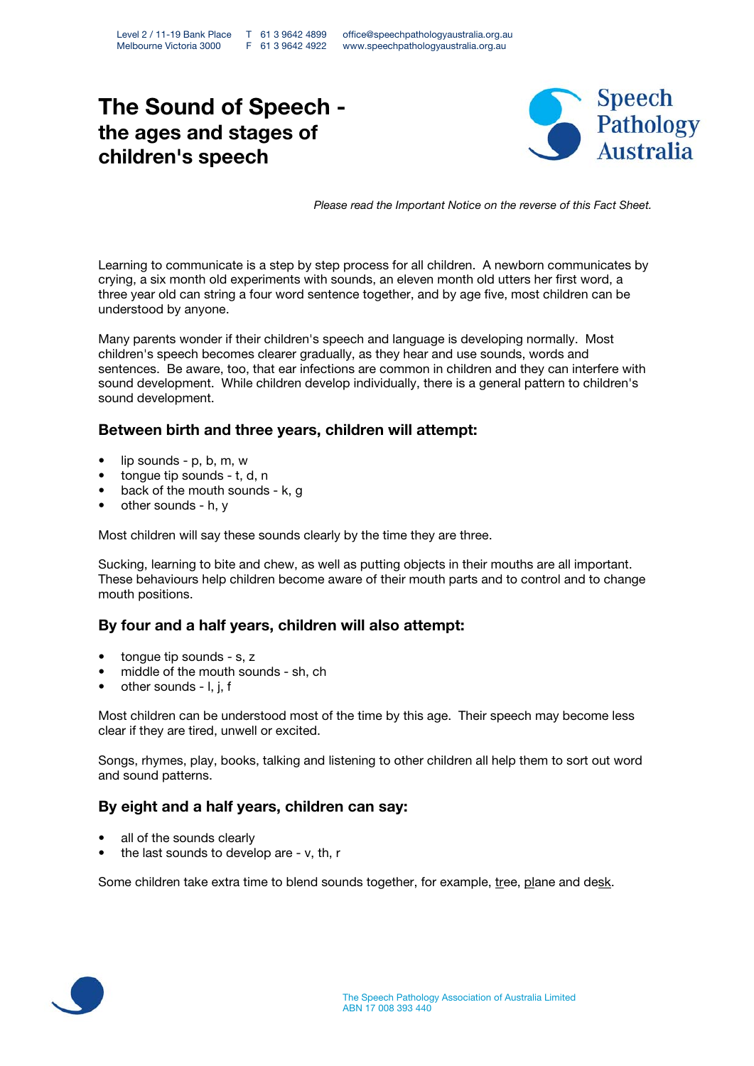Level 2 / 11-19 Bank Place
Melbourne Victoria 3000

T 61 3 9642 4899
F 61 3 9642 4922

office@speechpathologyaustralia.org.au
www.speechpathologyaustralia.org.au

# The Sound of Speech - the ages and stages of children's speech

*Please read the Important Notice on the reverse of this Fact Sheet.*

Learning to communicate is a step by step process for all children. A newborn communicates by crying, a six month old experiments with sounds, an eleven month old utters her first word, a three year old can string a four word sentence together, and by age five, most children can be understood by anyone.

Many parents wonder if their children's speech and language is developing normally. Most children's speech becomes clearer gradually, as they hear and use sounds, words and sentences. Be aware, too, that ear infections are common in children and they can interfere with sound development. While children develop individually, there is a general pattern to children's sound development.

### Between birth and three years, children will attempt:

- lip sounds - p, b, m, w
- tongue tip sounds - t, d, n
- back of the mouth sounds - k, g
- other sounds - h, y

Most children will say these sounds clearly by the time they are three.

Sucking, learning to bite and chew, as well as putting objects in their mouths are all important. These behaviours help children become aware of their mouth parts and to control and to change mouth positions.

### By four and a half years, children will also attempt:

- tongue tip sounds - s, z
- middle of the mouth sounds - sh, ch
- other sounds - l, j, f

Most children can be understood most of the time by this age. Their speech may become less clear if they are tired, unwell or excited.

Songs, rhymes, play, books, talking and listening to other children all help them to sort out word and sound patterns.

### By eight and a half years, children can say:

- all of the sounds clearly
- the last sounds to develop are - v, th, r

Some children take extra time to blend sounds together, for example, <u>tr</u>ee, <u>pl</u>ane and de<u>sk</u>.

The Speech Pathology Association of Australia Limited
ABN 17 008 393 440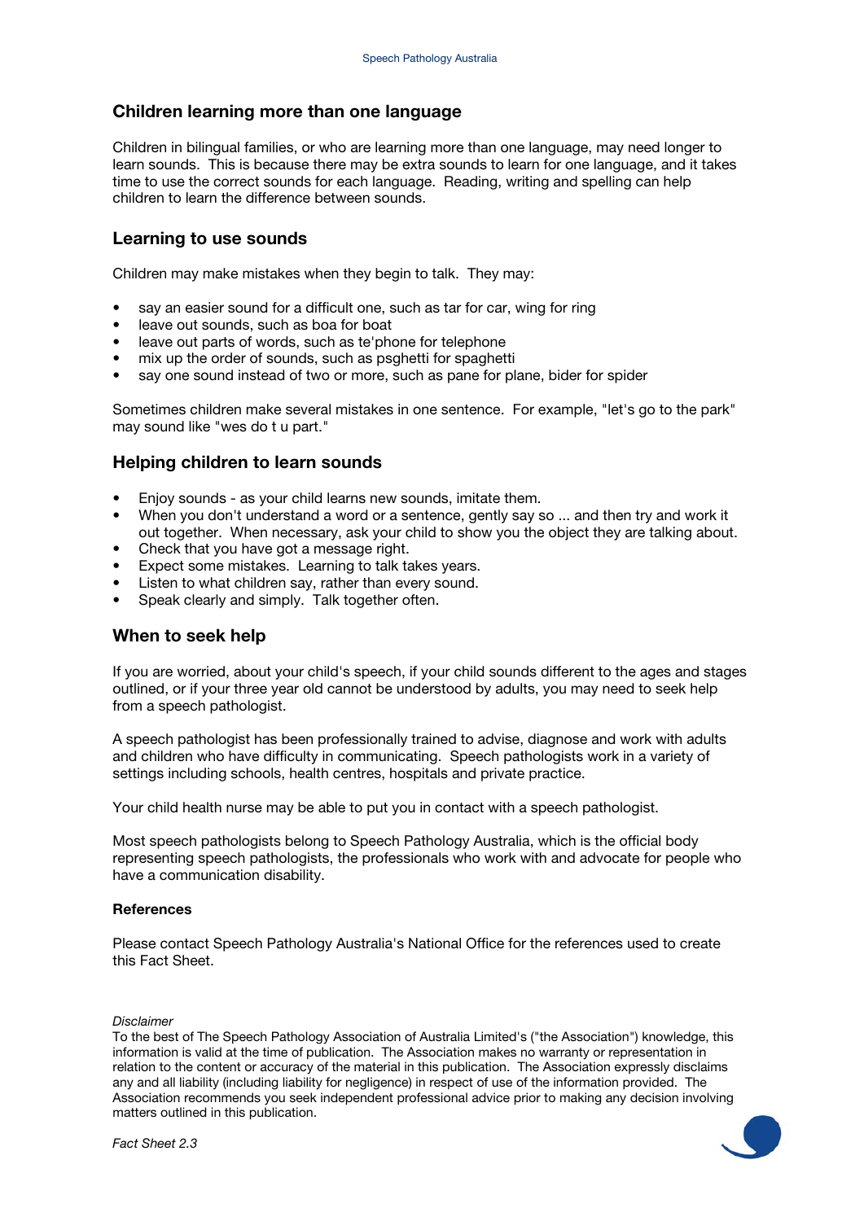## Children learning more than one language

Children in bilingual families, or who are learning more than one language, may need longer to learn sounds. This is because there may be extra sounds to learn for one language, and it takes time to use the correct sounds for each language. Reading, writing and spelling can help children to learn the difference between sounds.

## Learning to use sounds

Children may make mistakes when they begin to talk. They may:

- say an easier sound for a difficult one, such as tar for car, wing for ring
- leave out sounds, such as boa for boat
- leave out parts of words, such as te'phone for telephone
- mix up the order of sounds, such as psghetti for spaghetti
- say one sound instead of two or more, such as pane for plane, bider for spider

Sometimes children make several mistakes in one sentence. For example, "let's go to the park" may sound like "wes do t u part."

## Helping children to learn sounds

- Enjoy sounds - as your child learns new sounds, imitate them.
- When you don't understand a word or a sentence, gently say so ... and then try and work it out together. When necessary, ask your child to show you the object they are talking about.
- Check that you have got a message right.
- Expect some mistakes. Learning to talk takes years.
- Listen to what children say, rather than every sound.
- Speak clearly and simply. Talk together often.

## When to seek help

If you are worried, about your child's speech, if your child sounds different to the ages and stages outlined, or if your three year old cannot be understood by adults, you may need to seek help from a speech pathologist.

A speech pathologist has been professionally trained to advise, diagnose and work with adults and children who have difficulty in communicating. Speech pathologists work in a variety of settings including schools, health centres, hospitals and private practice.

Your child health nurse may be able to put you in contact with a speech pathologist.

Most speech pathologists belong to Speech Pathology Australia, which is the official body representing speech pathologists, the professionals who work with and advocate for people who have a communication disability.

#### References

Please contact Speech Pathology Australia's National Office for the references used to create this Fact Sheet.

*Disclaimer*
To the best of The Speech Pathology Association of Australia Limited's ("the Association") knowledge, this information is valid at the time of publication. The Association makes no warranty or representation in relation to the content or accuracy of the material in this publication. The Association expressly disclaims any and all liability (including liability for negligence) in respect of use of the information provided. The Association recommends you seek independent professional advice prior to making any decision involving matters outlined in this publication.

*Fact Sheet 2.3*